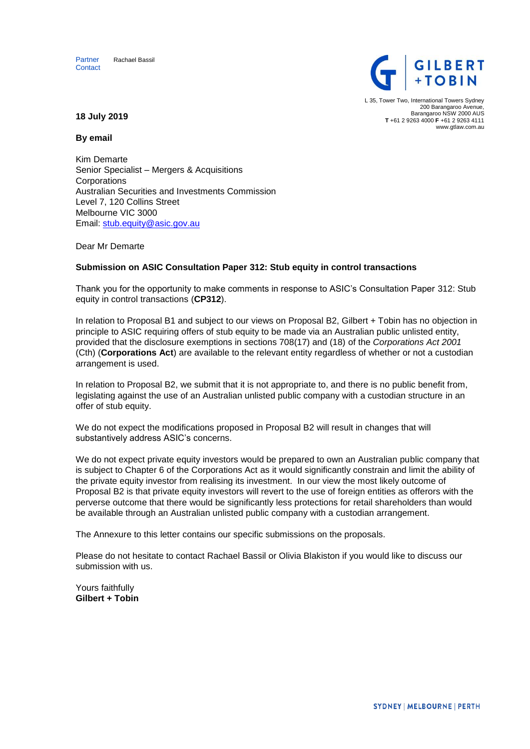Partner Rachael Bassil
Contact

**GILBERT + TOBIN**

L 35, Tower Two, International Towers Sydney
200 Barangaroo Avenue,
Barangaroo NSW 2000 AUS
**T** +61 2 9263 4000 **F** +61 2 9263 4111
www.gtlaw.com.au

**18 July 2019**

**By email**

Kim Demarte
Senior Specialist – Mergers & Acquisitions
Corporations
Australian Securities and Investments Commission
Level 7, 120 Collins Street
Melbourne VIC 3000
Email: stub.equity@asic.gov.au

Dear Mr Demarte

**Submission on ASIC Consultation Paper 312: Stub equity in control transactions**

Thank you for the opportunity to make comments in response to ASIC's Consultation Paper 312: Stub equity in control transactions (**CP312**).

In relation to Proposal B1 and subject to our views on Proposal B2, Gilbert + Tobin has no objection in principle to ASIC requiring offers of stub equity to be made via an Australian public unlisted entity, provided that the disclosure exemptions in sections 708(17) and (18) of the *Corporations Act 2001* (Cth) (**Corporations Act**) are available to the relevant entity regardless of whether or not a custodian arrangement is used.

In relation to Proposal B2, we submit that it is not appropriate to, and there is no public benefit from, legislating against the use of an Australian unlisted public company with a custodian structure in an offer of stub equity.

We do not expect the modifications proposed in Proposal B2 will result in changes that will substantively address ASIC's concerns.

We do not expect private equity investors would be prepared to own an Australian public company that is subject to Chapter 6 of the Corporations Act as it would significantly constrain and limit the ability of the private equity investor from realising its investment. In our view the most likely outcome of Proposal B2 is that private equity investors will revert to the use of foreign entities as offerors with the perverse outcome that there would be significantly less protections for retail shareholders than would be available through an Australian unlisted public company with a custodian arrangement.

The Annexure to this letter contains our specific submissions on the proposals.

Please do not hesitate to contact Rachael Bassil or Olivia Blakiston if you would like to discuss our submission with us.

Yours faithfully
**Gilbert + Tobin**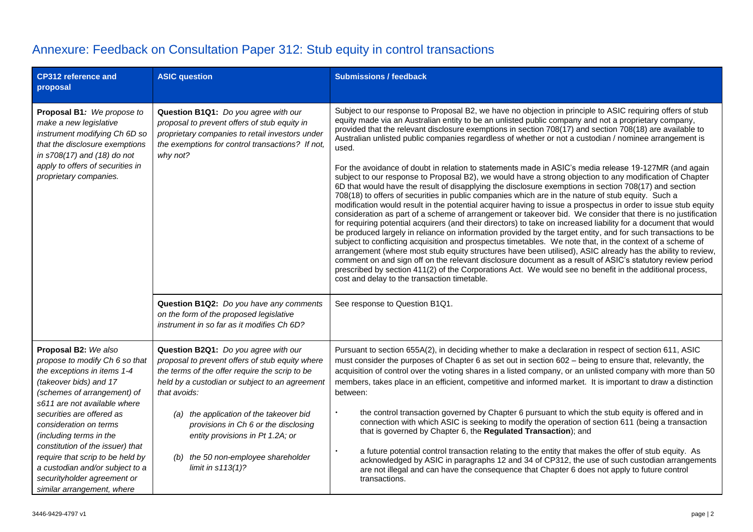## Annexure: Feedback on Consultation Paper 312: Stub equity in control transactions

| CP312 reference and proposal | ASIC question | Submissions / feedback |
|---|---|---|
| **Proposal B1***: We propose to make a new legislative instrument modifying Ch 6D so that the disclosure exemptions in s708(17) and (18) do not apply to offers of securities in proprietary companies.* | **Question B1Q1:** *Do you agree with our proposal to prevent offers of stub equity in proprietary companies to retail investors under the exemptions for control transactions? If not, why not?* | Subject to our response to Proposal B2, we have no objection in principle to ASIC requiring offers of stub equity made via an Australian entity to be an unlisted public company and not a proprietary company, provided that the relevant disclosure exemptions in section 708(17) and section 708(18) are available to Australian unlisted public companies regardless of whether or not a custodian / nominee arrangement is used.<br><br>For the avoidance of doubt in relation to statements made in ASIC's media release 19-127MR (and again subject to our response to Proposal B2), we would have a strong objection to any modification of Chapter 6D that would have the result of disapplying the disclosure exemptions in section 708(17) and section 708(18) to offers of securities in public companies which are in the nature of stub equity. Such a modification would result in the potential acquirer having to issue a prospectus in order to issue stub equity consideration as part of a scheme of arrangement or takeover bid. We consider that there is no justification for requiring potential acquirers (and their directors) to take on increased liability for a document that would be produced largely in reliance on information provided by the target entity, and for such transactions to be subject to conflicting acquisition and prospectus timetables. We note that, in the context of a scheme of arrangement (where most stub equity structures have been utilised), ASIC already has the ability to review, comment on and sign off on the relevant disclosure document as a result of ASIC's statutory review period prescribed by section 411(2) of the Corporations Act. We would see no benefit in the additional process, cost and delay to the transaction timetable. |
| | **Question B1Q2:** *Do you have any comments on the form of the proposed legislative instrument in so far as it modifies Ch 6D?* | See response to Question B1Q1. |
| **Proposal B2:** *We also propose to modify Ch 6 so that the exceptions in items 1-4 (takeover bids) and 17 (schemes of arrangement) of s611 are not available where securities are offered as consideration on terms (including terms in the constitution of the issuer) that require that scrip to be held by a custodian and/or subject to a securityholder agreement or similar arrangement, where* | **Question B2Q1:** *Do you agree with our proposal to prevent offers of stub equity where the terms of the offer require the scrip to be held by a custodian or subject to an agreement that avoids:*<br><br>*(a) the application of the takeover bid provisions in Ch 6 or the disclosing entity provisions in Pt 1.2A; or*<br><br>*(b) the 50 non-employee shareholder limit in s113(1)?* | Pursuant to section 655A(2), in deciding whether to make a declaration in respect of section 611, ASIC must consider the purposes of Chapter 6 as set out in section 602 – being to ensure that, relevantly, the acquisition of control over the voting shares in a listed company, or an unlisted company with more than 50 members, takes place in an efficient, competitive and informed market. It is important to draw a distinction between:<br><br>• the control transaction governed by Chapter 6 pursuant to which the stub equity is offered and in connection with which ASIC is seeking to modify the operation of section 611 (being a transaction that is governed by Chapter 6, the **Regulated Transaction**); and<br><br>• a future potential control transaction relating to the entity that makes the offer of stub equity. As acknowledged by ASIC in paragraphs 12 and 34 of CP312, the use of such custodian arrangements are not illegal and can have the consequence that Chapter 6 does not apply to future control transactions. |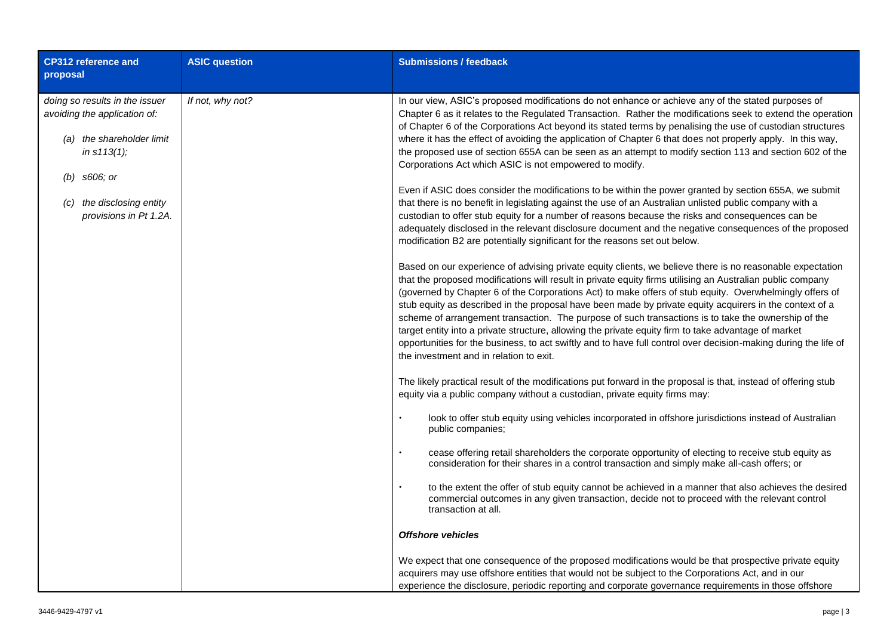| CP312 reference and proposal | ASIC question | Submissions / feedback |
| --- | --- | --- |
| *doing so results in the issuer avoiding the application of:*<br><br>*(a) the shareholder limit in s113(1);*<br><br>*(b) s606; or*<br><br>*(c) the disclosing entity provisions in Pt 1.2A.* | *If not, why not?* | In our view, ASIC's proposed modifications do not enhance or achieve any of the stated purposes of Chapter 6 as it relates to the Regulated Transaction. Rather the modifications seek to extend the operation of Chapter 6 of the Corporations Act beyond its stated terms by penalising the use of custodian structures where it has the effect of avoiding the application of Chapter 6 that does not properly apply. In this way, the proposed use of section 655A can be seen as an attempt to modify section 113 and section 602 of the Corporations Act which ASIC is not empowered to modify.<br><br>Even if ASIC does consider the modifications to be within the power granted by section 655A, we submit that there is no benefit in legislating against the use of an Australian unlisted public company with a custodian to offer stub equity for a number of reasons because the risks and consequences can be adequately disclosed in the relevant disclosure document and the negative consequences of the proposed modification B2 are potentially significant for the reasons set out below.<br><br>Based on our experience of advising private equity clients, we believe there is no reasonable expectation that the proposed modifications will result in private equity firms utilising an Australian public company (governed by Chapter 6 of the Corporations Act) to make offers of stub equity. Overwhelmingly offers of stub equity as described in the proposal have been made by private equity acquirers in the context of a scheme of arrangement transaction. The purpose of such transactions is to take the ownership of the target entity into a private structure, allowing the private equity firm to take advantage of market opportunities for the business, to act swiftly and to have full control over decision-making during the life of the investment and in relation to exit.<br><br>The likely practical result of the modifications put forward in the proposal is that, instead of offering stub equity via a public company without a custodian, private equity firms may:<br><br>• look to offer stub equity using vehicles incorporated in offshore jurisdictions instead of Australian public companies;<br><br>• cease offering retail shareholders the corporate opportunity of electing to receive stub equity as consideration for their shares in a control transaction and simply make all-cash offers; or<br><br>• to the extent the offer of stub equity cannot be achieved in a manner that also achieves the desired commercial outcomes in any given transaction, decide not to proceed with the relevant control transaction at all.<br><br>***Offshore vehicles***<br><br>We expect that one consequence of the proposed modifications would be that prospective private equity acquirers may use offshore entities that would not be subject to the Corporations Act, and in our experience the disclosure, periodic reporting and corporate governance requirements in those offshore |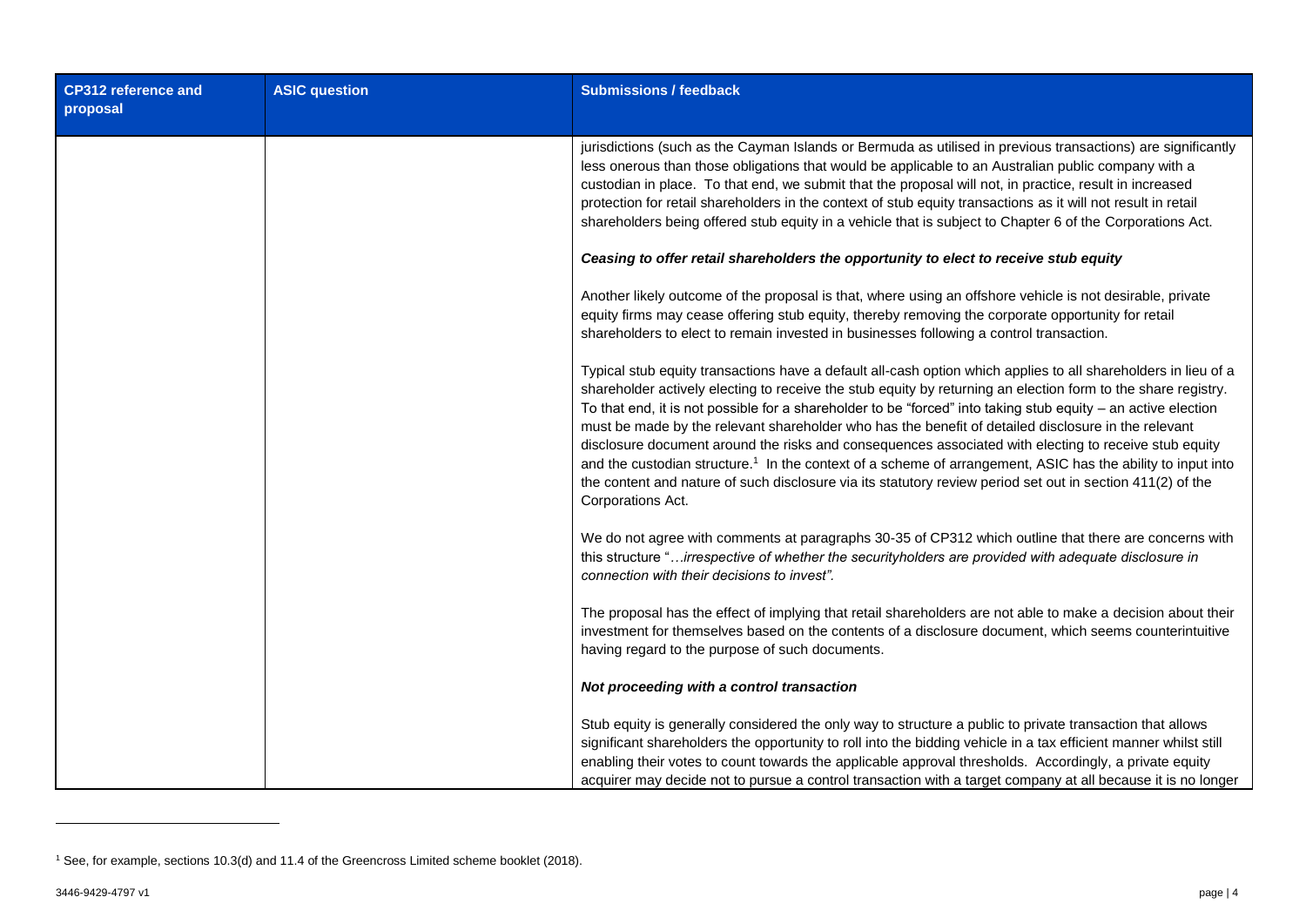| CP312 reference and proposal | ASIC question | Submissions / feedback |
|---|---|---|
| | | jurisdictions (such as the Cayman Islands or Bermuda as utilised in previous transactions) are significantly less onerous than those obligations that would be applicable to an Australian public company with a custodian in place. To that end, we submit that the proposal will not, in practice, result in increased protection for retail shareholders in the context of stub equity transactions as it will not result in retail shareholders being offered stub equity in a vehicle that is subject to Chapter 6 of the Corporations Act.<br><br>***Ceasing to offer retail shareholders the opportunity to elect to receive stub equity***<br><br>Another likely outcome of the proposal is that, where using an offshore vehicle is not desirable, private equity firms may cease offering stub equity, thereby removing the corporate opportunity for retail shareholders to elect to remain invested in businesses following a control transaction.<br><br>Typical stub equity transactions have a default all-cash option which applies to all shareholders in lieu of a shareholder actively electing to receive the stub equity by returning an election form to the share registry. To that end, it is not possible for a shareholder to be "forced" into taking stub equity – an active election must be made by the relevant shareholder who has the benefit of detailed disclosure in the relevant disclosure document around the risks and consequences associated with electing to receive stub equity and the custodian structure.[1] In the context of a scheme of arrangement, ASIC has the ability to input into the content and nature of such disclosure via its statutory review period set out in section 411(2) of the Corporations Act.<br><br>We do not agree with comments at paragraphs 30-35 of CP312 which outline that there are concerns with this structure "*…irrespective of whether the securityholders are provided with adequate disclosure in connection with their decisions to invest".*<br><br>The proposal has the effect of implying that retail shareholders are not able to make a decision about their investment for themselves based on the contents of a disclosure document, which seems counterintuitive having regard to the purpose of such documents.<br><br>***Not proceeding with a control transaction***<br><br>Stub equity is generally considered the only way to structure a public to private transaction that allows significant shareholders the opportunity to roll into the bidding vehicle in a tax efficient manner whilst still enabling their votes to count towards the applicable approval thresholds. Accordingly, a private equity acquirer may decide not to pursue a control transaction with a target company at all because it is no longer |

[1] See, for example, sections 10.3(d) and 11.4 of the Greencross Limited scheme booklet (2018).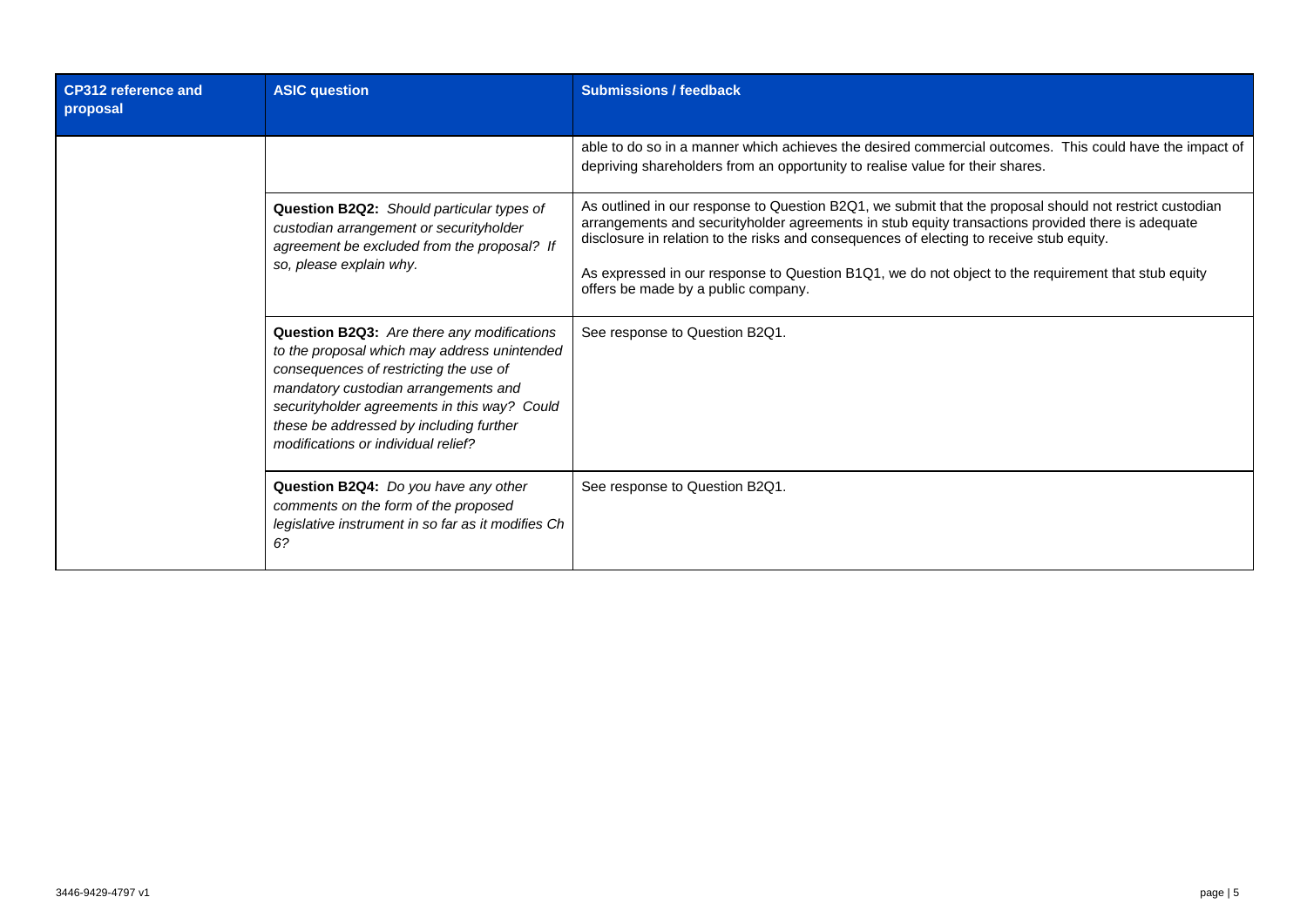| CP312 reference and proposal | ASIC question | Submissions / feedback |
|---|---|---|
| | | able to do so in a manner which achieves the desired commercial outcomes. This could have the impact of depriving shareholders from an opportunity to realise value for their shares. |
| | **Question B2Q2:** *Should particular types of custodian arrangement or securityholder agreement be excluded from the proposal? If so, please explain why.* | As outlined in our response to Question B2Q1, we submit that the proposal should not restrict custodian arrangements and securityholder agreements in stub equity transactions provided there is adequate disclosure in relation to the risks and consequences of electing to receive stub equity.<br><br>As expressed in our response to Question B1Q1, we do not object to the requirement that stub equity offers be made by a public company. |
| | **Question B2Q3:** *Are there any modifications to the proposal which may address unintended consequences of restricting the use of mandatory custodian arrangements and securityholder agreements in this way? Could these be addressed by including further modifications or individual relief?* | See response to Question B2Q1. |
| | **Question B2Q4:** *Do you have any other comments on the form of the proposed legislative instrument in so far as it modifies Ch 6?* | See response to Question B2Q1. |

3446-9429-4797 v1